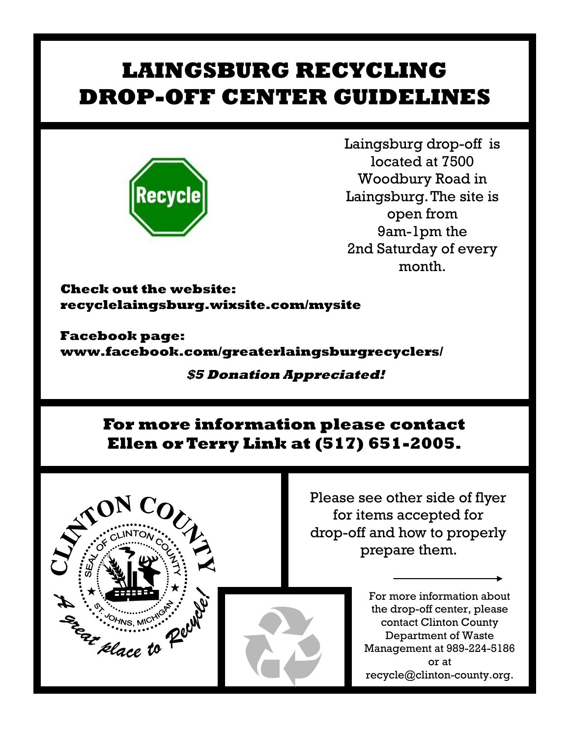# LAINGSBURG RECYCLING DROP-OFF CENTER GUIDELINES

Laingsburg drop-off is located at 7500 Woodbury Road in Laingsburg. The site is open from 9am-1pm the 2nd Saturday of every month.

**Check out the website: recyclelaingsburg.wixsite.com/mysite**

**Facebook page: www.facebook.com/greaterlaingsburgrecyclers/**

***$5 Donation Appreciated!***

**For more information please contact Ellen or Terry Link at (517) 651-2005.**

CLINTON COUNTY
SEAL OF CLINTON COUNTY
ST. JOHNS, MICHIGAN
A great place to Recycle!

Please see other side of flyer for items accepted for drop-off and how to properly prepare them.

For more information about the drop-off center, please contact Clinton County Department of Waste Management at 989-224-5186 or at recycle@clinton-county.org.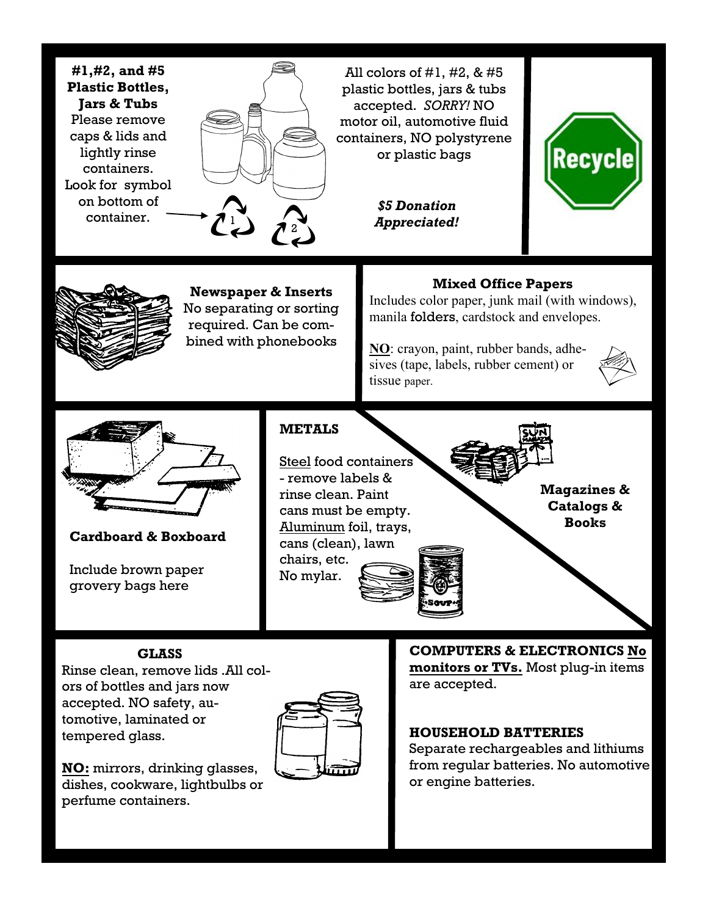## #1, #2, and #5 Plastic Bottles, Jars & Tubs

Please remove caps & lids and lightly rinse containers. Look for symbol on bottom of container.

1 2

All colors of #1, #2, & #5 plastic bottles, jars & tubs accepted. *SORRY!* NO motor oil, automotive fluid containers, NO polystyrene or plastic bags

***$5 Donation Appreciated!***

Recycle

## Newspaper & Inserts

No separating or sorting required. Can be combined with phonebooks

## Mixed Office Papers

Includes color paper, junk mail (with windows), manila folders, cardstock and envelopes.

**NO**: crayon, paint, rubber bands, adhesives (tape, labels, rubber cement) or tissue paper.

## Cardboard & Boxboard

Include brown paper grovery bags here

## METALS

Steel food containers - remove labels & rinse clean. Paint cans must be empty. Aluminum foil, trays, cans (clean), lawn chairs, etc. No mylar.

## Magazines & Catalogs & Books

## GLASS

Rinse clean, remove lids .All colors of bottles and jars now accepted. NO safety, automotive, laminated or tempered glass.

**NO:** mirrors, drinking glasses, dishes, cookware, lightbulbs or perfume containers.

## COMPUTERS & ELECTRONICS No monitors or TVs.

Most plug-in items are accepted.

## HOUSEHOLD BATTERIES

Separate rechargeables and lithiums from regular batteries. No automotive or engine batteries.